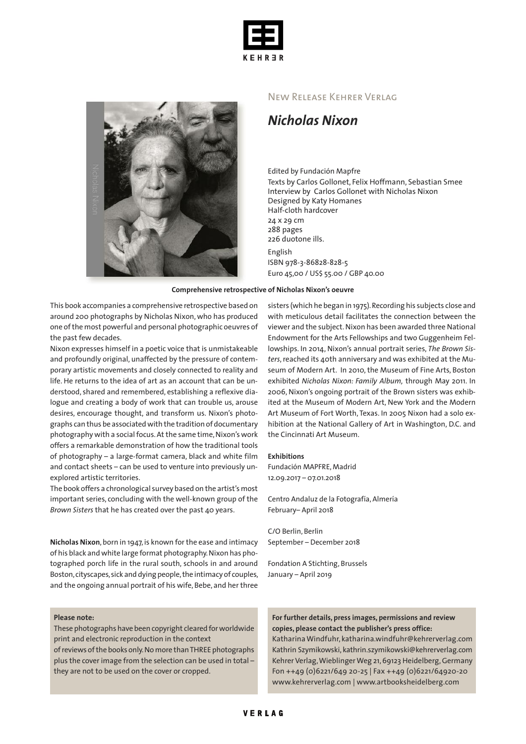KEHRER

New Release Kehrer Verlag

# *Nicholas Nixon*

Edited by Fundación Mapfre
Texts by Carlos Gollonet, Felix Hoffmann, Sebastian Smee
Interview by Carlos Gollonet with Nicholas Nixon
Designed by Katy Homanes
Half-cloth hardcover
24 x 29 cm
288 pages
226 duotone ills.

English
ISBN 978-3-86828-828-5
Euro 45,00 / US$ 55.00 / GBP 40.00

**Comprehensive retrospective of Nicholas Nixon's oeuvre**

This book accompanies a comprehensive retrospective based on around 200 photographs by Nicholas Nixon, who has produced one of the most powerful and personal photographic oeuvres of the past few decades.

Nixon expresses himself in a poetic voice that is unmistakeable and profoundly original, unaffected by the pressure of contemporary artistic movements and closely connected to reality and life. He returns to the idea of art as an account that can be understood, shared and remembered, establishing a reflexive dialogue and creating a body of work that can trouble us, arouse desires, encourage thought, and transform us. Nixon's photographs can thus be associated with the tradition of documentary photography with a social focus. At the same time, Nixon's work offers a remarkable demonstration of how the traditional tools of photography – a large-format camera, black and white film and contact sheets – can be used to venture into previously unexplored artistic territories.

The book offers a chronological survey based on the artist's most important series, concluding with the well-known group of the *Brown Sisters* that he has created over the past 40 years.

**Nicholas Nixon**, born in 1947, is known for the ease and intimacy of his black and white large format photography. Nixon has photographed porch life in the rural south, schools in and around Boston, cityscapes, sick and dying people, the intimacy of couples, and the ongoing annual portrait of his wife, Bebe, and her three sisters (which he began in 1975). Recording his subjects close and with meticulous detail facilitates the connection between the viewer and the subject. Nixon has been awarded three National Endowment for the Arts Fellowships and two Guggenheim Fellowships. In 2014, Nixon's annual portrait series, *The Brown Sisters*, reached its 40th anniversary and was exhibited at the Museum of Modern Art. In 2010, the Museum of Fine Arts, Boston exhibited *Nicholas Nixon: Family Album,* through May 2011. In 2006, Nixon's ongoing portrait of the Brown sisters was exhibited at the Museum of Modern Art, New York and the Modern Art Museum of Fort Worth, Texas. In 2005 Nixon had a solo exhibition at the National Gallery of Art in Washington, D.C. and the Cincinnati Art Museum.

**Exhibitions**

Fundación MAPFRE, Madrid
12.09.2017 – 07.01.2018

Centro Andaluz de la Fotografía, Almería
February– April 2018

C/O Berlin, Berlin
September – December 2018

Fondation A Stichting, Brussels
January – April 2019

**Please note:**
These photographs have been copyright cleared for worldwide print and electronic reproduction in the context of reviews of the books only. No more than THREE photographs plus the cover image from the selection can be used in total – they are not to be used on the cover or cropped.

**For further details, press images, permissions and review copies, please contact the publisher's press office:**
Katharina Windfuhr, katharina.windfuhr@kehrerverlag.com
Kathrin Szymikowski, kathrin.szymikowski@kehrerverlag.com
Kehrer Verlag, Wieblinger Weg 21, 69123 Heidelberg, Germany
Fon ++49 (0)6221/649 20-25 | Fax ++49 (0)6221/64920-20
www.kehrerverlag.com | www.artbooksheidelberg.com

VERLAG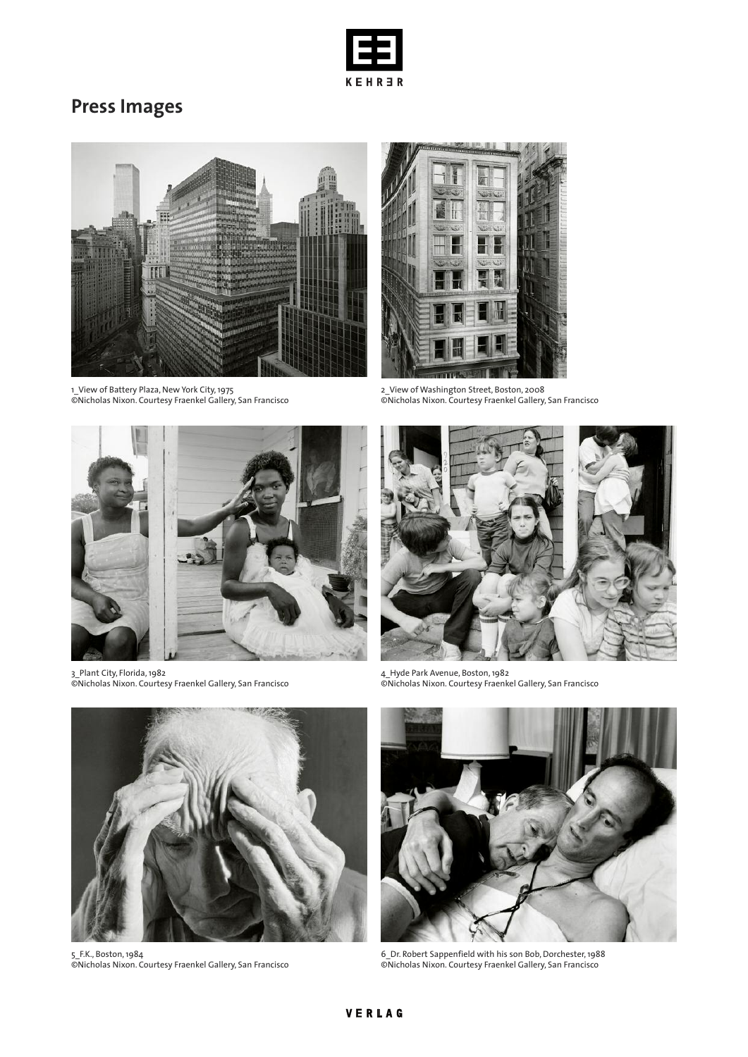# Press Images

1_View of Battery Plaza, New York City, 1975
©Nicholas Nixon. Courtesy Fraenkel Gallery, San Francisco

2_View of Washington Street, Boston, 2008
©Nicholas Nixon. Courtesy Fraenkel Gallery, San Francisco

3_Plant City, Florida, 1982
©Nicholas Nixon. Courtesy Fraenkel Gallery, San Francisco

4_Hyde Park Avenue, Boston, 1982
©Nicholas Nixon. Courtesy Fraenkel Gallery, San Francisco

5_F.K., Boston, 1984
©Nicholas Nixon. Courtesy Fraenkel Gallery, San Francisco

6_Dr. Robert Sappenfield with his son Bob, Dorchester, 1988
©Nicholas Nixon. Courtesy Fraenkel Gallery, San Francisco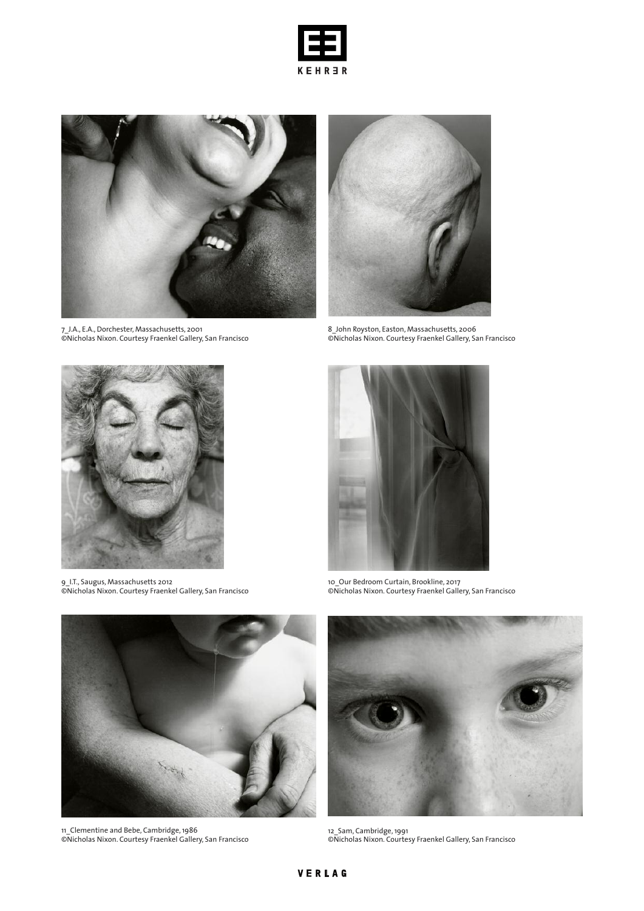7_J.A., E.A., Dorchester, Massachusetts, 2001
©Nicholas Nixon. Courtesy Fraenkel Gallery, San Francisco

8_John Royston, Easton, Massachusetts, 2006
©Nicholas Nixon. Courtesy Fraenkel Gallery, San Francisco

9_I.T., Saugus, Massachusetts 2012
©Nicholas Nixon. Courtesy Fraenkel Gallery, San Francisco

10_Our Bedroom Curtain, Brookline, 2017
©Nicholas Nixon. Courtesy Fraenkel Gallery, San Francisco

11_Clementine and Bebe, Cambridge, 1986
©Nicholas Nixon. Courtesy Fraenkel Gallery, San Francisco

12_Sam, Cambridge, 1991
©Nicholas Nixon. Courtesy Fraenkel Gallery, San Francisco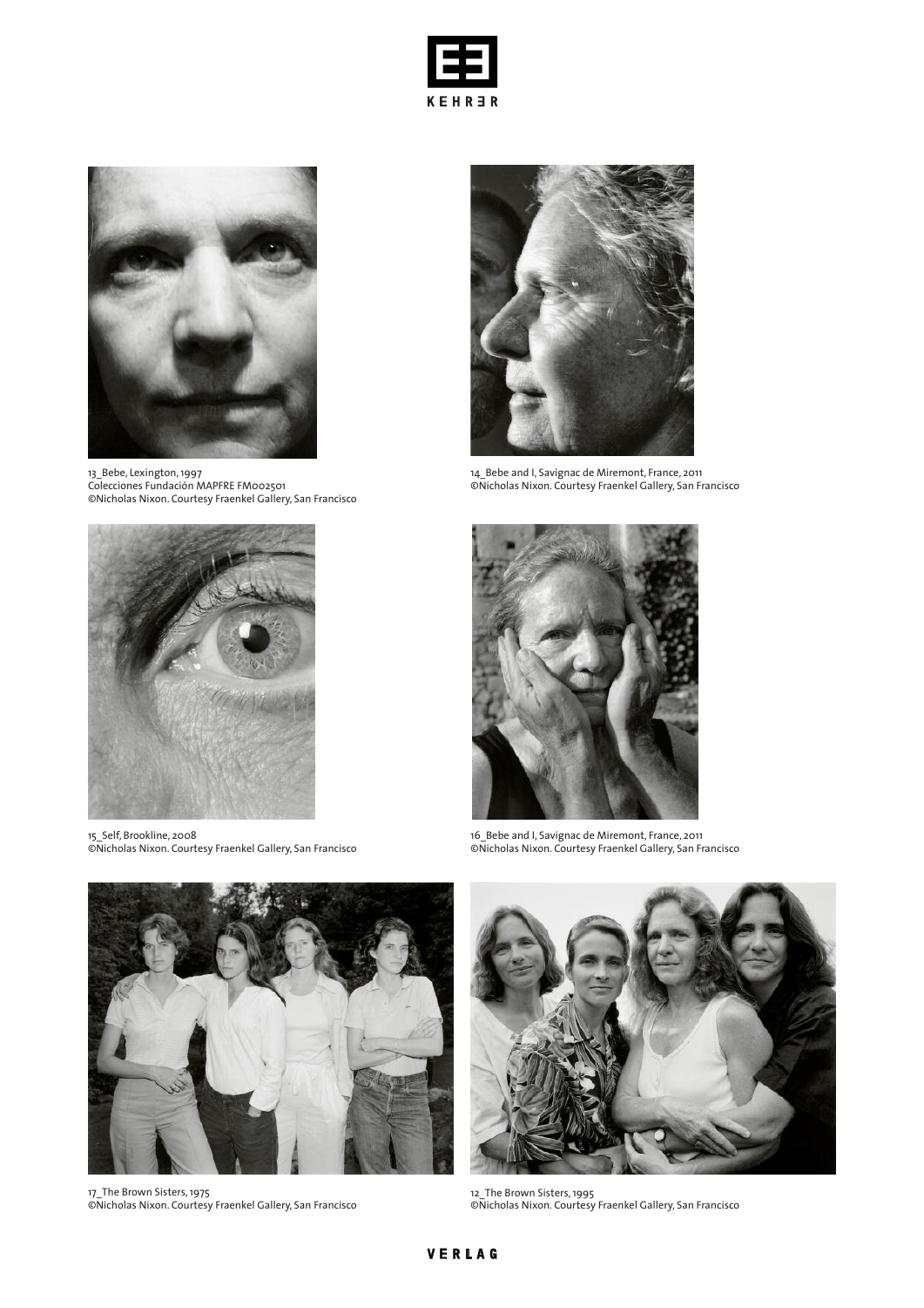13_Bebe, Lexington, 1997
Colecciones Fundación MAPFRE FM002501
©Nicholas Nixon. Courtesy Fraenkel Gallery, San Francisco

14_Bebe and I, Savignac de Miremont, France, 2011
©Nicholas Nixon. Courtesy Fraenkel Gallery, San Francisco

15_Self, Brookline, 2008
©Nicholas Nixon. Courtesy Fraenkel Gallery, San Francisco

16_Bebe and I, Savignac de Miremont, France, 2011
©Nicholas Nixon. Courtesy Fraenkel Gallery, San Francisco

17_The Brown Sisters, 1975
©Nicholas Nixon. Courtesy Fraenkel Gallery, San Francisco

12_The Brown Sisters, 1995
©Nicholas Nixon. Courtesy Fraenkel Gallery, San Francisco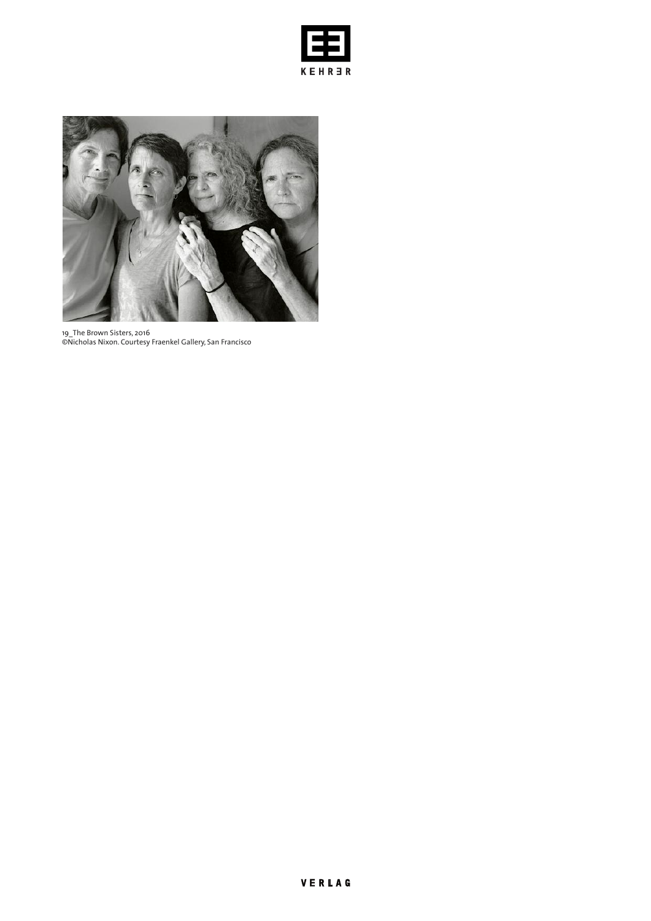19_The Brown Sisters, 2016
©Nicholas Nixon. Courtesy Fraenkel Gallery, San Francisco